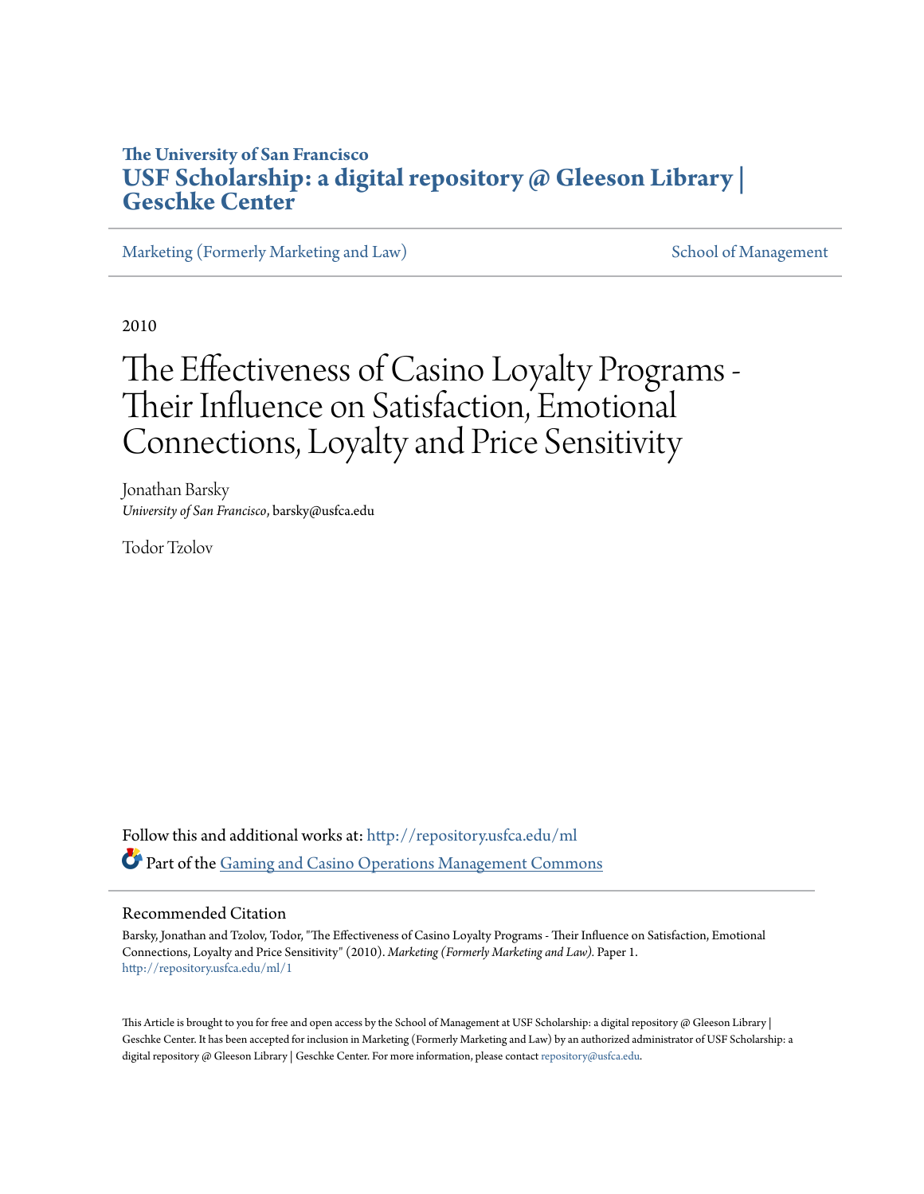**The University of San Francisco**
**USF Scholarship: a digital repository @ Gleeson Library | Geschke Center**

Marketing (Formerly Marketing and Law) | School of Management

2010

# The Effectiveness of Casino Loyalty Programs - Their Influence on Satisfaction, Emotional Connections, Loyalty and Price Sensitivity

Jonathan Barsky
*University of San Francisco*, barsky@usfca.edu

Todor Tzolov

Follow this and additional works at: http://repository.usfca.edu/ml

Part of the Gaming and Casino Operations Management Commons

## Recommended Citation

Barsky, Jonathan and Tzolov, Todor, "The Effectiveness of Casino Loyalty Programs - Their Influence on Satisfaction, Emotional Connections, Loyalty and Price Sensitivity" (2010). *Marketing (Formerly Marketing and Law).* Paper 1.
http://repository.usfca.edu/ml/1

This Article is brought to you for free and open access by the School of Management at USF Scholarship: a digital repository @ Gleeson Library | Geschke Center. It has been accepted for inclusion in Marketing (Formerly Marketing and Law) by an authorized administrator of USF Scholarship: a digital repository @ Gleeson Library | Geschke Center. For more information, please contact repository@usfca.edu.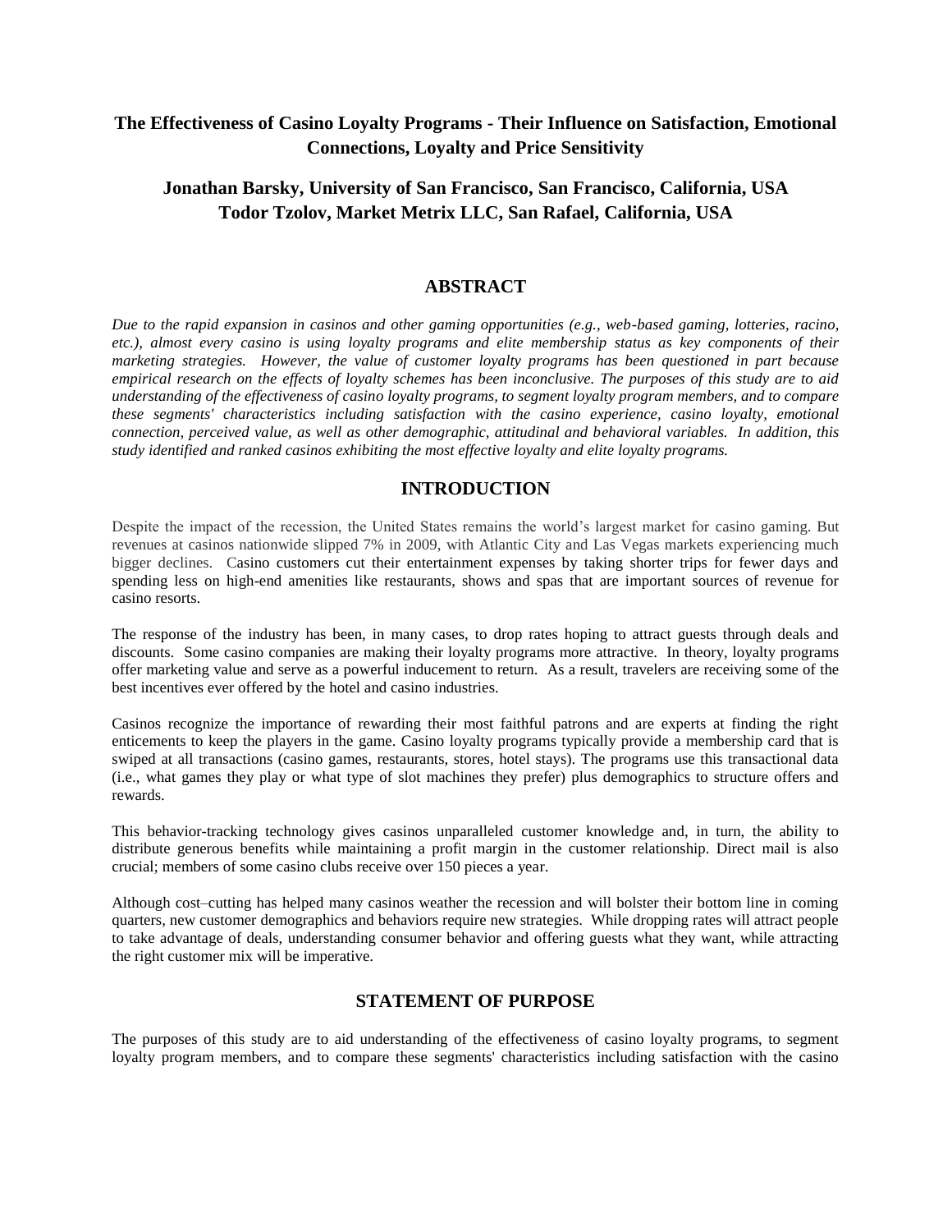## The Effectiveness of Casino Loyalty Programs - Their Influence on Satisfaction, Emotional Connections, Loyalty and Price Sensitivity

**Jonathan Barsky, University of San Francisco, San Francisco, California, USA**
**Todor Tzolov, Market Metrix LLC, San Rafael, California, USA**

## ABSTRACT

*Due to the rapid expansion in casinos and other gaming opportunities (e.g., web-based gaming, lotteries, racino, etc.), almost every casino is using loyalty programs and elite membership status as key components of their marketing strategies. However, the value of customer loyalty programs has been questioned in part because empirical research on the effects of loyalty schemes has been inconclusive. The purposes of this study are to aid understanding of the effectiveness of casino loyalty programs, to segment loyalty program members, and to compare these segments' characteristics including satisfaction with the casino experience, casino loyalty, emotional connection, perceived value, as well as other demographic, attitudinal and behavioral variables. In addition, this study identified and ranked casinos exhibiting the most effective loyalty and elite loyalty programs.*

## INTRODUCTION

Despite the impact of the recession, the United States remains the world's largest market for casino gaming. But revenues at casinos nationwide slipped 7% in 2009, with Atlantic City and Las Vegas markets experiencing much bigger declines. Casino customers cut their entertainment expenses by taking shorter trips for fewer days and spending less on high-end amenities like restaurants, shows and spas that are important sources of revenue for casino resorts.

The response of the industry has been, in many cases, to drop rates hoping to attract guests through deals and discounts. Some casino companies are making their loyalty programs more attractive. In theory, loyalty programs offer marketing value and serve as a powerful inducement to return. As a result, travelers are receiving some of the best incentives ever offered by the hotel and casino industries.

Casinos recognize the importance of rewarding their most faithful patrons and are experts at finding the right enticements to keep the players in the game. Casino loyalty programs typically provide a membership card that is swiped at all transactions (casino games, restaurants, stores, hotel stays). The programs use this transactional data (i.e., what games they play or what type of slot machines they prefer) plus demographics to structure offers and rewards.

This behavior-tracking technology gives casinos unparalleled customer knowledge and, in turn, the ability to distribute generous benefits while maintaining a profit margin in the customer relationship. Direct mail is also crucial; members of some casino clubs receive over 150 pieces a year.

Although cost–cutting has helped many casinos weather the recession and will bolster their bottom line in coming quarters, new customer demographics and behaviors require new strategies. While dropping rates will attract people to take advantage of deals, understanding consumer behavior and offering guests what they want, while attracting the right customer mix will be imperative.

## STATEMENT OF PURPOSE

The purposes of this study are to aid understanding of the effectiveness of casino loyalty programs, to segment loyalty program members, and to compare these segments' characteristics including satisfaction with the casino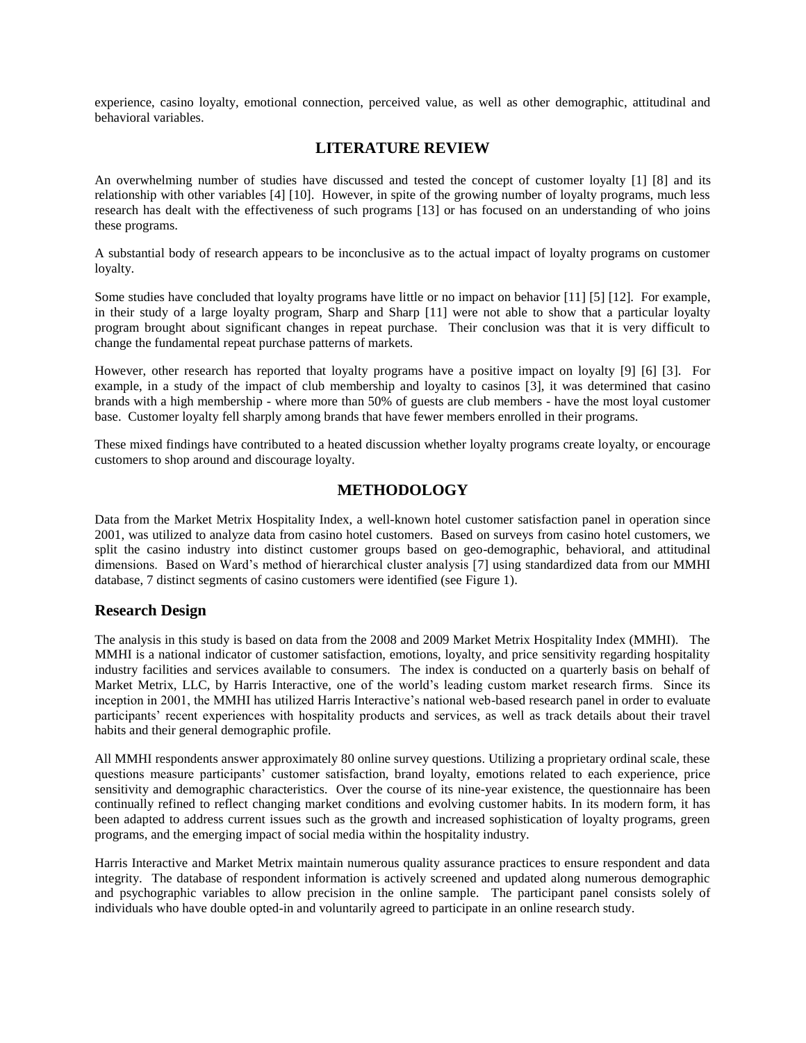experience, casino loyalty, emotional connection, perceived value, as well as other demographic, attitudinal and behavioral variables.

## LITERATURE REVIEW

An overwhelming number of studies have discussed and tested the concept of customer loyalty [1] [8] and its relationship with other variables [4] [10]. However, in spite of the growing number of loyalty programs, much less research has dealt with the effectiveness of such programs [13] or has focused on an understanding of who joins these programs.

A substantial body of research appears to be inconclusive as to the actual impact of loyalty programs on customer loyalty.

Some studies have concluded that loyalty programs have little or no impact on behavior [11] [5] [12]. For example, in their study of a large loyalty program, Sharp and Sharp [11] were not able to show that a particular loyalty program brought about significant changes in repeat purchase. Their conclusion was that it is very difficult to change the fundamental repeat purchase patterns of markets.

However, other research has reported that loyalty programs have a positive impact on loyalty [9] [6] [3]. For example, in a study of the impact of club membership and loyalty to casinos [3], it was determined that casino brands with a high membership - where more than 50% of guests are club members - have the most loyal customer base. Customer loyalty fell sharply among brands that have fewer members enrolled in their programs.

These mixed findings have contributed to a heated discussion whether loyalty programs create loyalty, or encourage customers to shop around and discourage loyalty.

## METHODOLOGY

Data from the Market Metrix Hospitality Index, a well-known hotel customer satisfaction panel in operation since 2001, was utilized to analyze data from casino hotel customers. Based on surveys from casino hotel customers, we split the casino industry into distinct customer groups based on geo-demographic, behavioral, and attitudinal dimensions. Based on Ward's method of hierarchical cluster analysis [7] using standardized data from our MMHI database, 7 distinct segments of casino customers were identified (see Figure 1).

### Research Design

The analysis in this study is based on data from the 2008 and 2009 Market Metrix Hospitality Index (MMHI). The MMHI is a national indicator of customer satisfaction, emotions, loyalty, and price sensitivity regarding hospitality industry facilities and services available to consumers. The index is conducted on a quarterly basis on behalf of Market Metrix, LLC, by Harris Interactive, one of the world's leading custom market research firms. Since its inception in 2001, the MMHI has utilized Harris Interactive's national web-based research panel in order to evaluate participants' recent experiences with hospitality products and services, as well as track details about their travel habits and their general demographic profile.

All MMHI respondents answer approximately 80 online survey questions. Utilizing a proprietary ordinal scale, these questions measure participants' customer satisfaction, brand loyalty, emotions related to each experience, price sensitivity and demographic characteristics. Over the course of its nine-year existence, the questionnaire has been continually refined to reflect changing market conditions and evolving customer habits. In its modern form, it has been adapted to address current issues such as the growth and increased sophistication of loyalty programs, green programs, and the emerging impact of social media within the hospitality industry.

Harris Interactive and Market Metrix maintain numerous quality assurance practices to ensure respondent and data integrity. The database of respondent information is actively screened and updated along numerous demographic and psychographic variables to allow precision in the online sample. The participant panel consists solely of individuals who have double opted-in and voluntarily agreed to participate in an online research study.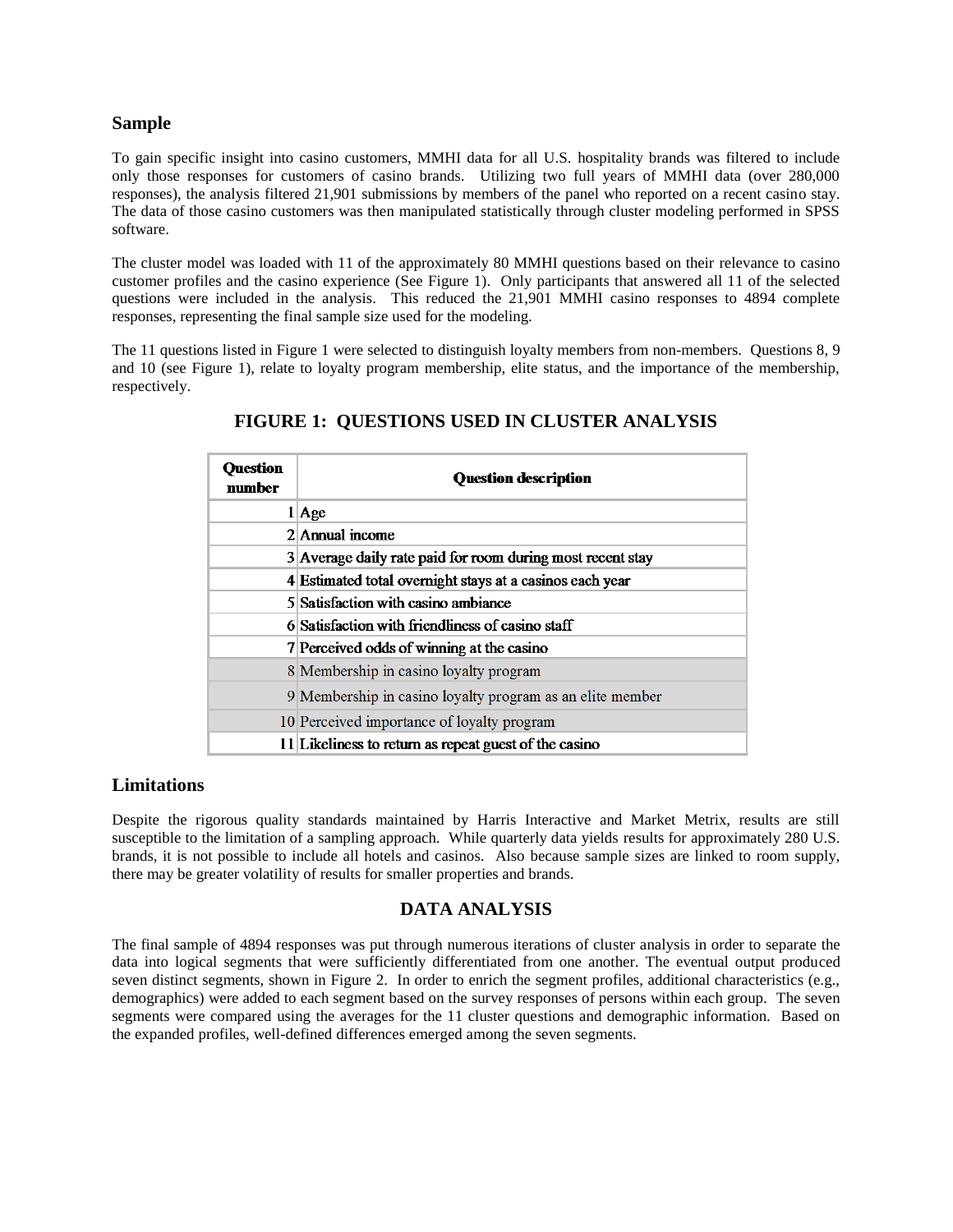## Sample

To gain specific insight into casino customers, MMHI data for all U.S. hospitality brands was filtered to include only those responses for customers of casino brands. Utilizing two full years of MMHI data (over 280,000 responses), the analysis filtered 21,901 submissions by members of the panel who reported on a recent casino stay. The data of those casino customers was then manipulated statistically through cluster modeling performed in SPSS software.

The cluster model was loaded with 11 of the approximately 80 MMHI questions based on their relevance to casino customer profiles and the casino experience (See Figure 1). Only participants that answered all 11 of the selected questions were included in the analysis. This reduced the 21,901 MMHI casino responses to 4894 complete responses, representing the final sample size used for the modeling.

The 11 questions listed in Figure 1 were selected to distinguish loyalty members from non-members. Questions 8, 9 and 10 (see Figure 1), relate to loyalty program membership, elite status, and the importance of the membership, respectively.

### FIGURE 1: QUESTIONS USED IN CLUSTER ANALYSIS

| Question number | Question description |
|---|---|
| 1 | Age |
| 2 | Annual income |
| 3 | Average daily rate paid for room during most recent stay |
| 4 | Estimated total overnight stays at a casinos each year |
| 5 | Satisfaction with casino ambiance |
| 6 | Satisfaction with friendliness of casino staff |
| 7 | Perceived odds of winning at the casino |
| 8 | Membership in casino loyalty program |
| 9 | Membership in casino loyalty program as an elite member |
| 10 | Perceived importance of loyalty program |
| 11 | Likeliness to return as repeat guest of the casino |

## Limitations

Despite the rigorous quality standards maintained by Harris Interactive and Market Metrix, results are still susceptible to the limitation of a sampling approach. While quarterly data yields results for approximately 280 U.S. brands, it is not possible to include all hotels and casinos. Also because sample sizes are linked to room supply, there may be greater volatility of results for smaller properties and brands.

## DATA ANALYSIS

The final sample of 4894 responses was put through numerous iterations of cluster analysis in order to separate the data into logical segments that were sufficiently differentiated from one another. The eventual output produced seven distinct segments, shown in Figure 2. In order to enrich the segment profiles, additional characteristics (e.g., demographics) were added to each segment based on the survey responses of persons within each group. The seven segments were compared using the averages for the 11 cluster questions and demographic information. Based on the expanded profiles, well-defined differences emerged among the seven segments.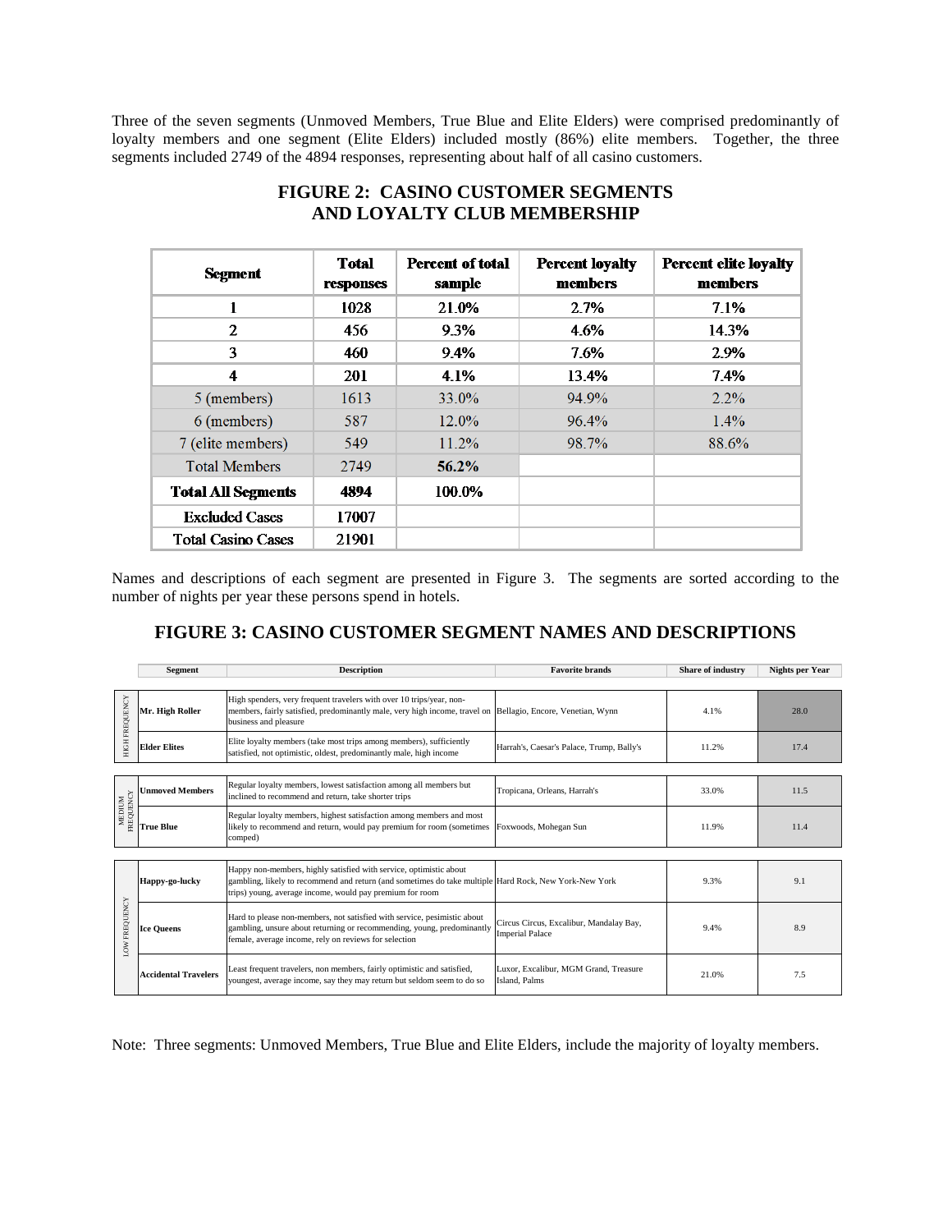Three of the seven segments (Unmoved Members, True Blue and Elite Elders) were comprised predominantly of loyalty members and one segment (Elite Elders) included mostly (86%) elite members. Together, the three segments included 2749 of the 4894 responses, representing about half of all casino customers.

## FIGURE 2: CASINO CUSTOMER SEGMENTS AND LOYALTY CLUB MEMBERSHIP

| Segment | Total responses | Percent of total sample | Percent loyalty members | Percent elite loyalty members |
|---|---|---|---|---|
| 1 | 1028 | 21.0% | 2.7% | 7.1% |
| 2 | 456 | 9.3% | 4.6% | 14.3% |
| 3 | 460 | 9.4% | 7.6% | 2.9% |
| 4 | 201 | 4.1% | 13.4% | 7.4% |
| 5 (members) | 1613 | 33.0% | 94.9% | 2.2% |
| 6 (members) | 587 | 12.0% | 96.4% | 1.4% |
| 7 (elite members) | 549 | 11.2% | 98.7% | 88.6% |
| Total Members | 2749 | **56.2%** | | |
| **Total All Segments** | **4894** | **100.0%** | | |
| Excluded Cases | 17007 | | | |
| Total Casino Cases | 21901 | | | |

Names and descriptions of each segment are presented in Figure 3. The segments are sorted according to the number of nights per year these persons spend in hotels.

## FIGURE 3: CASINO CUSTOMER SEGMENT NAMES AND DESCRIPTIONS

| | Segment | Description | Favorite brands | Share of industry | Nights per Year |
|---|---|---|---|---|---|
| HIGH FREQUENCY | **Mr. High Roller** | High spenders, very frequent travelers with over 10 trips/year, non-members, fairly satisfied, predominantly male, very high income, travel on business and pleasure | Bellagio, Encore, Venetian, Wynn | 4.1% | 28.0 |
| HIGH FREQUENCY | **Elder Elites** | Elite loyalty members (take most trips among members), sufficiently satisfied, not optimistic, oldest, predominantly male, high income | Harrah's, Caesar's Palace, Trump, Bally's | 11.2% | 17.4 |
| MEDIUM FREQUENCY | **Unmoved Members** | Regular loyalty members, lowest satisfaction among all members but inclined to recommend and return, take shorter trips | Tropicana, Orleans, Harrah's | 33.0% | 11.5 |
| MEDIUM FREQUENCY | **True Blue** | Regular loyalty members, highest satisfaction among members and most likely to recommend and return, would pay premium for room (sometimes comped) | Foxwoods, Mohegan Sun | 11.9% | 11.4 |
| LOW FREQUENCY | **Happy-go-lucky** | Happy non-members, highly satisfied with service, optimistic about gambling, likely to recommend and return (and sometimes do take multiple trips) young, average income, would pay premium for room | Hard Rock, New York-New York | 9.3% | 9.1 |
| LOW FREQUENCY | **Ice Queens** | Hard to please non-members, not satisfied with service, optimistic about gambling, unsure about returning or recommending, young, predominantly female, average income, rely on reviews for selection | Circus Circus, Excalibur, Mandalay Bay, Imperial Palace | 9.4% | 8.9 |
| LOW FREQUENCY | **Accidental Travelers** | Least frequent travelers, non members, fairly optimistic and satisfied, youngest, average income, say they may return but seldom seem to do so | Luxor, Excalibur, MGM Grand, Treasure Island, Palms | 21.0% | 7.5 |

Note: Three segments: Unmoved Members, True Blue and Elite Elders, include the majority of loyalty members.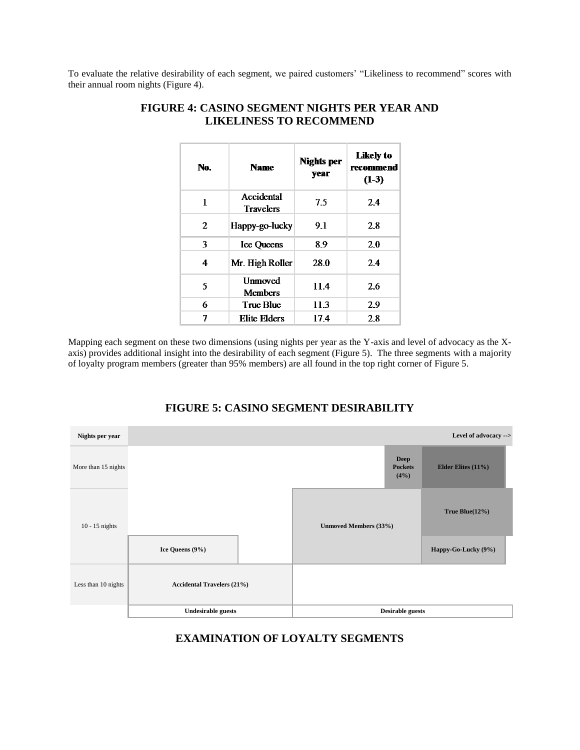To evaluate the relative desirability of each segment, we paired customers' "Likeliness to recommend" scores with their annual room nights (Figure 4).

## FIGURE 4: CASINO SEGMENT NIGHTS PER YEAR AND LIKELINESS TO RECOMMEND

| No. | Name | Nights per year | Likely to recommend (1-3) |
|---|---|---|---|
| 1 | Accidental Travelers | 7.5 | 2.4 |
| 2 | Happy-go-lucky | 9.1 | 2.8 |
| 3 | Ice Queens | 8.9 | 2.0 |
| 4 | Mr. High Roller | 28.0 | 2.4 |
| 5 | Unmoved Members | 11.4 | 2.6 |
| 6 | True Blue | 11.3 | 2.9 |
| 7 | Elite Elders | 17.4 | 2.8 |

Mapping each segment on these two dimensions (using nights per year as the Y-axis and level of advocacy as the X-axis) provides additional insight into the desirability of each segment (Figure 5). The three segments with a majority of loyalty program members (greater than 95% members) are all found in the top right corner of Figure 5.

## FIGURE 5: CASINO SEGMENT DESIRABILITY

| Nights per year | | | Level of advocacy --> | |
|---|---|---|---|---|
| More than 15 nights | | | Deep Pockets (4%) | Elder Elites (11%) |
| 10 - 15 nights | | Unmoved Members (33%) | | True Blue(12%) |
| | Ice Queens (9%) | Unmoved Members (33%) | | Happy-Go-Lucky (9%) |
| Less than 10 nights | Accidental Travelers (21%) | | | |
| | Undesirable guests | Desirable guests | | |

## EXAMINATION OF LOYALTY SEGMENTS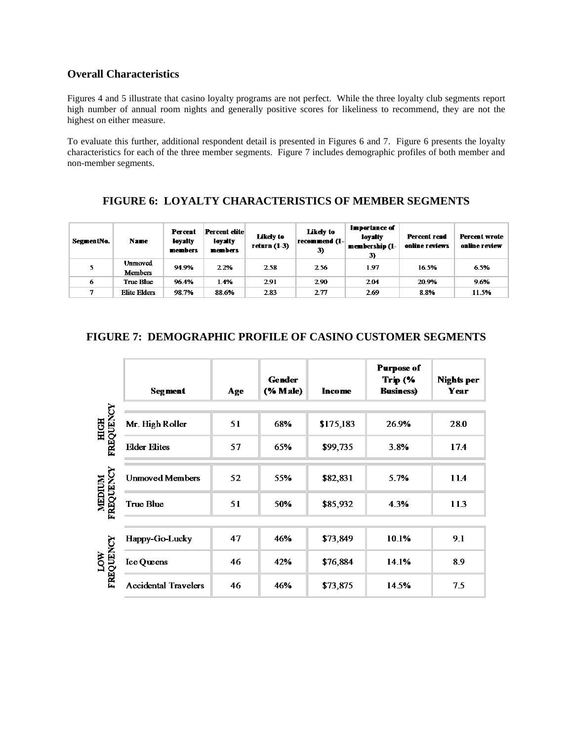## Overall Characteristics

Figures 4 and 5 illustrate that casino loyalty programs are not perfect. While the three loyalty club segments report high number of annual room nights and generally positive scores for likeliness to recommend, they are not the highest on either measure.

To evaluate this further, additional respondent detail is presented in Figures 6 and 7. Figure 6 presents the loyalty characteristics for each of the three member segments. Figure 7 includes demographic profiles of both member and non-member segments.

### FIGURE 6: LOYALTY CHARACTERISTICS OF MEMBER SEGMENTS

| SegmentNo. | Name | Percent loyalty members | Percent elite loyalty members | Likely to return (1-3) | Likely to recommend (1-3) | Importance of loyalty membership (1-3) | Percent read online reviews | Percent wrote online review |
|---|---|---|---|---|---|---|---|---|
| 5 | Unmoved Members | 94.9% | 2.2% | 2.58 | 2.56 | 1.97 | 16.5% | 6.5% |
| 6 | True Blue | 96.4% | 1.4% | 2.91 | 2.90 | 2.04 | 20.9% | 9.6% |
| 7 | Elite Elders | 98.7% | 88.6% | 2.83 | 2.77 | 2.69 | 8.8% | 11.5% |

### FIGURE 7: DEMOGRAPHIC PROFILE OF CASINO CUSTOMER SEGMENTS

| | Segment | Age | Gender (% Male) | Income | Purpose of Trip (% Business) | Nights per Year |
|---|---|---|---|---|---|---|
| HIGH FREQUENCY | Mr. High Roller | 51 | 68% | $175,183 | 26.9% | 28.0 |
| | Elder Elites | 57 | 65% | $99,735 | 3.8% | 17.4 |
| MEDIUM FREQUENCY | Unmoved Members | 52 | 55% | $82,831 | 5.7% | 11.4 |
| | True Blue | 51 | 50% | $85,932 | 4.3% | 11.3 |
| LOW FREQUENCY | Happy-Go-Lucky | 47 | 46% | $73,849 | 10.1% | 9.1 |
| | Ice Queens | 46 | 42% | $76,884 | 14.1% | 8.9 |
| | Accidental Travelers | 46 | 46% | $73,875 | 14.5% | 7.5 |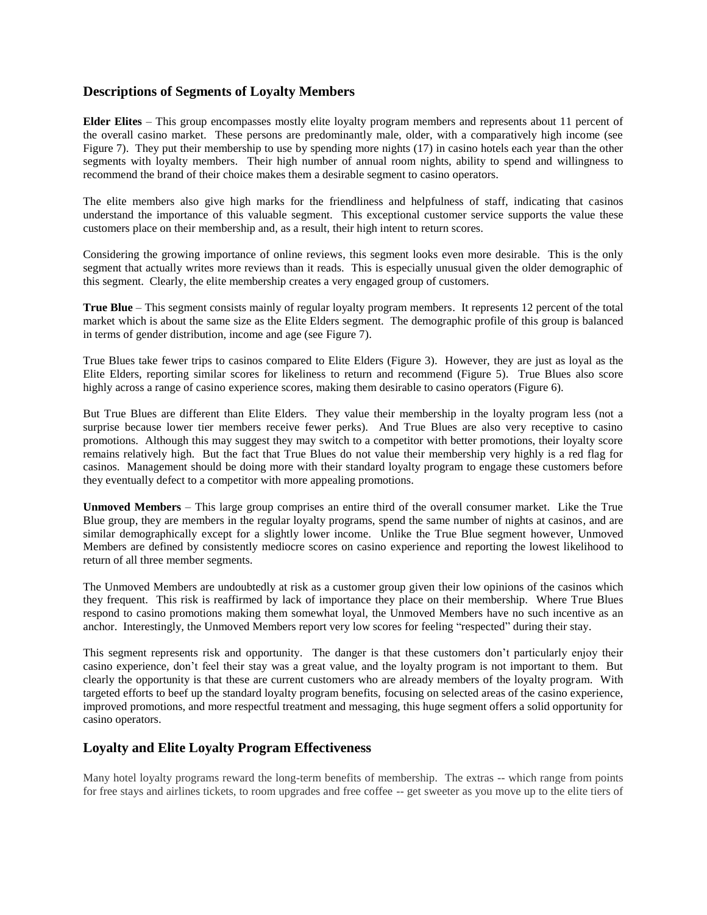## Descriptions of Segments of Loyalty Members

**Elder Elites** – This group encompasses mostly elite loyalty program members and represents about 11 percent of the overall casino market. These persons are predominantly male, older, with a comparatively high income (see Figure 7). They put their membership to use by spending more nights (17) in casino hotels each year than the other segments with loyalty members. Their high number of annual room nights, ability to spend and willingness to recommend the brand of their choice makes them a desirable segment to casino operators.

The elite members also give high marks for the friendliness and helpfulness of staff, indicating that casinos understand the importance of this valuable segment. This exceptional customer service supports the value these customers place on their membership and, as a result, their high intent to return scores.

Considering the growing importance of online reviews, this segment looks even more desirable. This is the only segment that actually writes more reviews than it reads. This is especially unusual given the older demographic of this segment. Clearly, the elite membership creates a very engaged group of customers.

**True Blue** – This segment consists mainly of regular loyalty program members. It represents 12 percent of the total market which is about the same size as the Elite Elders segment. The demographic profile of this group is balanced in terms of gender distribution, income and age (see Figure 7).

True Blues take fewer trips to casinos compared to Elite Elders (Figure 3). However, they are just as loyal as the Elite Elders, reporting similar scores for likeliness to return and recommend (Figure 5). True Blues also score highly across a range of casino experience scores, making them desirable to casino operators (Figure 6).

But True Blues are different than Elite Elders. They value their membership in the loyalty program less (not a surprise because lower tier members receive fewer perks). And True Blues are also very receptive to casino promotions. Although this may suggest they may switch to a competitor with better promotions, their loyalty score remains relatively high. But the fact that True Blues do not value their membership very highly is a red flag for casinos. Management should be doing more with their standard loyalty program to engage these customers before they eventually defect to a competitor with more appealing promotions.

**Unmoved Members** – This large group comprises an entire third of the overall consumer market. Like the True Blue group, they are members in the regular loyalty programs, spend the same number of nights at casinos, and are similar demographically except for a slightly lower income. Unlike the True Blue segment however, Unmoved Members are defined by consistently mediocre scores on casino experience and reporting the lowest likelihood to return of all three member segments.

The Unmoved Members are undoubtedly at risk as a customer group given their low opinions of the casinos which they frequent. This risk is reaffirmed by lack of importance they place on their membership. Where True Blues respond to casino promotions making them somewhat loyal, the Unmoved Members have no such incentive as an anchor. Interestingly, the Unmoved Members report very low scores for feeling "respected" during their stay.

This segment represents risk and opportunity. The danger is that these customers don't particularly enjoy their casino experience, don't feel their stay was a great value, and the loyalty program is not important to them. But clearly the opportunity is that these are current customers who are already members of the loyalty program. With targeted efforts to beef up the standard loyalty program benefits, focusing on selected areas of the casino experience, improved promotions, and more respectful treatment and messaging, this huge segment offers a solid opportunity for casino operators.

## Loyalty and Elite Loyalty Program Effectiveness

Many hotel loyalty programs reward the long-term benefits of membership. The extras -- which range from points for free stays and airlines tickets, to room upgrades and free coffee -- get sweeter as you move up to the elite tiers of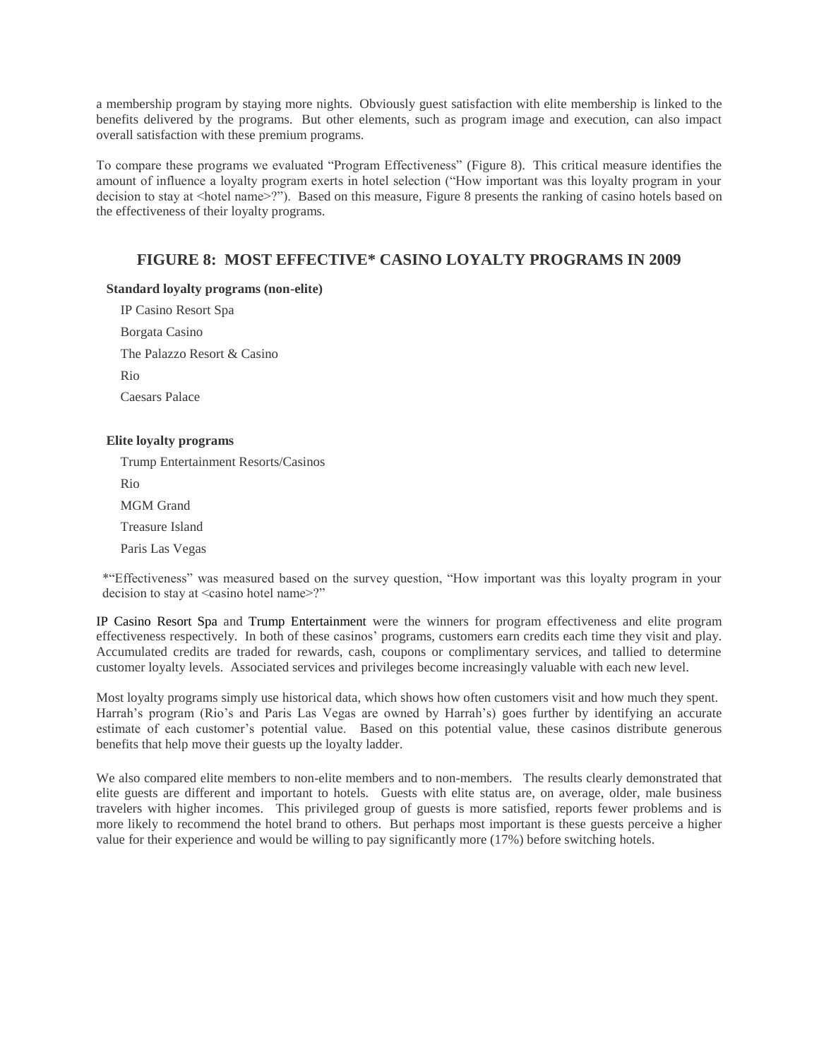a membership program by staying more nights. Obviously guest satisfaction with elite membership is linked to the benefits delivered by the programs. But other elements, such as program image and execution, can also impact overall satisfaction with these premium programs.

To compare these programs we evaluated "Program Effectiveness" (Figure 8). This critical measure identifies the amount of influence a loyalty program exerts in hotel selection ("How important was this loyalty program in your decision to stay at <hotel name>?"). Based on this measure, Figure 8 presents the ranking of casino hotels based on the effectiveness of their loyalty programs.

## FIGURE 8: MOST EFFECTIVE* CASINO LOYALTY PROGRAMS IN 2009

**Standard loyalty programs (non-elite)**

- IP Casino Resort Spa
- Borgata Casino
- The Palazzo Resort & Casino
- Rio
- Caesars Palace

**Elite loyalty programs**

- Trump Entertainment Resorts/Casinos
- Rio
- MGM Grand
- Treasure Island
- Paris Las Vegas

*"Effectiveness" was measured based on the survey question, "How important was this loyalty program in your decision to stay at <casino hotel name>?"

IP Casino Resort Spa and Trump Entertainment were the winners for program effectiveness and elite program effectiveness respectively. In both of these casinos' programs, customers earn credits each time they visit and play. Accumulated credits are traded for rewards, cash, coupons or complimentary services, and tallied to determine customer loyalty levels. Associated services and privileges become increasingly valuable with each new level.

Most loyalty programs simply use historical data, which shows how often customers visit and how much they spent. Harrah's program (Rio's and Paris Las Vegas are owned by Harrah's) goes further by identifying an accurate estimate of each customer's potential value. Based on this potential value, these casinos distribute generous benefits that help move their guests up the loyalty ladder.

We also compared elite members to non-elite members and to non-members. The results clearly demonstrated that elite guests are different and important to hotels. Guests with elite status are, on average, older, male business travelers with higher incomes. This privileged group of guests is more satisfied, reports fewer problems and is more likely to recommend the hotel brand to others. But perhaps most important is these guests perceive a higher value for their experience and would be willing to pay significantly more (17%) before switching hotels.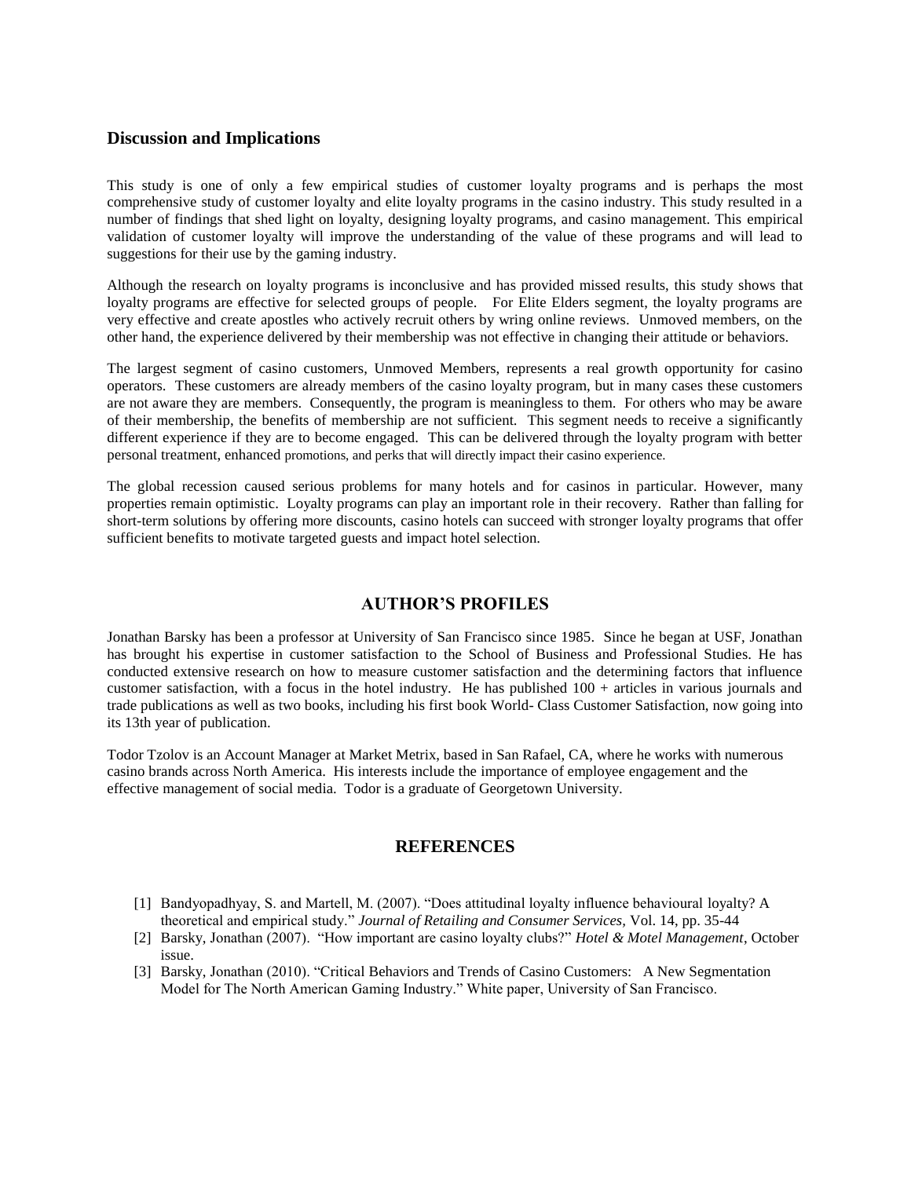## Discussion and Implications

This study is one of only a few empirical studies of customer loyalty programs and is perhaps the most comprehensive study of customer loyalty and elite loyalty programs in the casino industry. This study resulted in a number of findings that shed light on loyalty, designing loyalty programs, and casino management. This empirical validation of customer loyalty will improve the understanding of the value of these programs and will lead to suggestions for their use by the gaming industry.

Although the research on loyalty programs is inconclusive and has provided missed results, this study shows that loyalty programs are effective for selected groups of people. For Elite Elders segment, the loyalty programs are very effective and create apostles who actively recruit others by wring online reviews. Unmoved members, on the other hand, the experience delivered by their membership was not effective in changing their attitude or behaviors.

The largest segment of casino customers, Unmoved Members, represents a real growth opportunity for casino operators. These customers are already members of the casino loyalty program, but in many cases these customers are not aware they are members. Consequently, the program is meaningless to them. For others who may be aware of their membership, the benefits of membership are not sufficient. This segment needs to receive a significantly different experience if they are to become engaged. This can be delivered through the loyalty program with better personal treatment, enhanced promotions, and perks that will directly impact their casino experience.

The global recession caused serious problems for many hotels and for casinos in particular. However, many properties remain optimistic. Loyalty programs can play an important role in their recovery. Rather than falling for short-term solutions by offering more discounts, casino hotels can succeed with stronger loyalty programs that offer sufficient benefits to motivate targeted guests and impact hotel selection.

## AUTHOR'S PROFILES

Jonathan Barsky has been a professor at University of San Francisco since 1985. Since he began at USF, Jonathan has brought his expertise in customer satisfaction to the School of Business and Professional Studies. He has conducted extensive research on how to measure customer satisfaction and the determining factors that influence customer satisfaction, with a focus in the hotel industry. He has published 100 + articles in various journals and trade publications as well as two books, including his first book World- Class Customer Satisfaction, now going into its 13th year of publication.

Todor Tzolov is an Account Manager at Market Metrix, based in San Rafael, CA, where he works with numerous casino brands across North America. His interests include the importance of employee engagement and the effective management of social media. Todor is a graduate of Georgetown University.

## REFERENCES

[1] Bandyopadhyay, S. and Martell, M. (2007). "Does attitudinal loyalty influence behavioural loyalty? A theoretical and empirical study." *Journal of Retailing and Consumer Services*, Vol. 14, pp. 35-44

[2] Barsky, Jonathan (2007). "How important are casino loyalty clubs?" *Hotel & Motel Management*, October issue.

[3] Barsky, Jonathan (2010). "Critical Behaviors and Trends of Casino Customers: A New Segmentation Model for The North American Gaming Industry." White paper, University of San Francisco.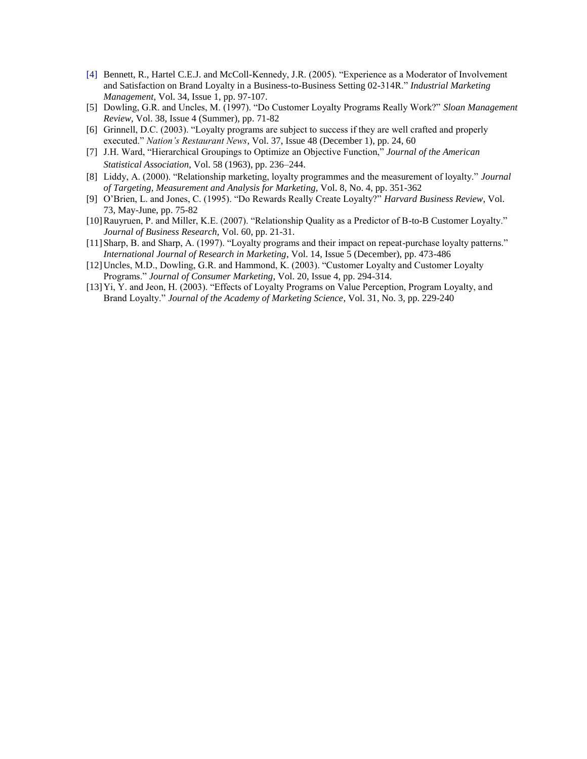[4] Bennett, R., Hartel C.E.J. and McColl-Kennedy, J.R. (2005). "Experience as a Moderator of Involvement and Satisfaction on Brand Loyalty in a Business-to-Business Setting 02-314R." *Industrial Marketing Management*, Vol. 34, Issue 1, pp. 97-107.

[5] Dowling, G.R. and Uncles, M. (1997). "Do Customer Loyalty Programs Really Work?" *Sloan Management Review*, Vol. 38, Issue 4 (Summer), pp. 71-82

[6] Grinnell, D.C. (2003). "Loyalty programs are subject to success if they are well crafted and properly executed." *Nation's Restaurant News*, Vol. 37, Issue 48 (December 1), pp. 24, 60

[7] J.H. Ward, "Hierarchical Groupings to Optimize an Objective Function," *Journal of the American Statistical Association*, Vol. 58 (1963), pp. 236–244.

[8] Liddy, A. (2000). "Relationship marketing, loyalty programmes and the measurement of loyalty." *Journal of Targeting, Measurement and Analysis for Marketing*, Vol. 8, No. 4, pp. 351-362

[9] O'Brien, L. and Jones, C. (1995). "Do Rewards Really Create Loyalty?" *Harvard Business Review*, Vol. 73, May-June, pp. 75-82

[10] Rauyruen, P. and Miller, K.E. (2007). "Relationship Quality as a Predictor of B-to-B Customer Loyalty." *Journal of Business Research*, Vol. 60, pp. 21-31.

[11] Sharp, B. and Sharp, A. (1997). "Loyalty programs and their impact on repeat-purchase loyalty patterns." *International Journal of Research in Marketing*, Vol. 14, Issue 5 (December), pp. 473-486

[12] Uncles, M.D., Dowling, G.R. and Hammond, K. (2003). "Customer Loyalty and Customer Loyalty Programs." *Journal of Consumer Marketing*, Vol. 20, Issue 4, pp. 294-314.

[13] Yi, Y. and Jeon, H. (2003). "Effects of Loyalty Programs on Value Perception, Program Loyalty, and Brand Loyalty." *Journal of the Academy of Marketing Science*, Vol. 31, No. 3, pp. 229-240